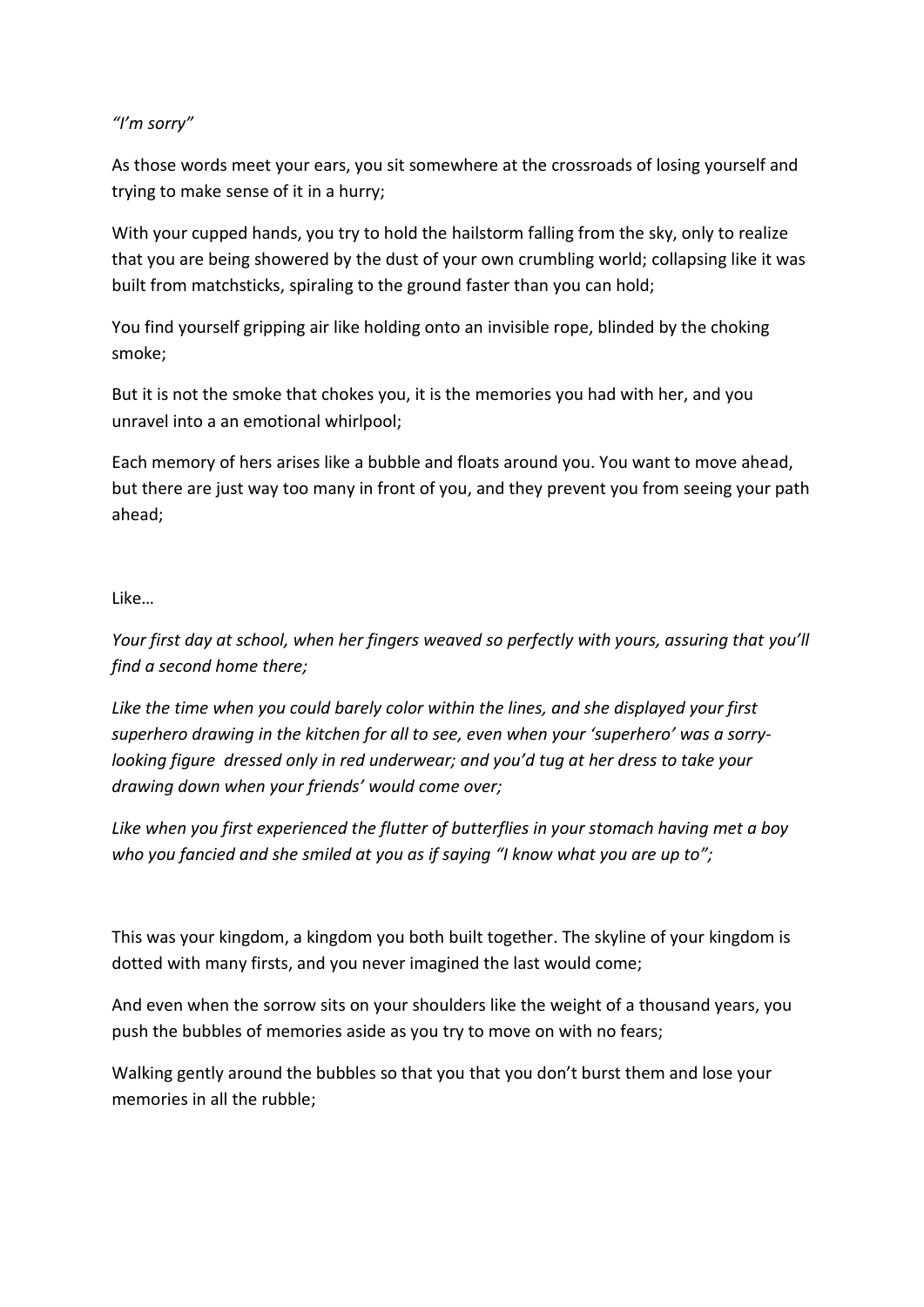*"I'm sorry"*

As those words meet your ears, you sit somewhere at the crossroads of losing yourself and trying to make sense of it in a hurry;

With your cupped hands, you try to hold the hailstorm falling from the sky, only to realize that you are being showered by the dust of your own crumbling world; collapsing like it was built from matchsticks, spiraling to the ground faster than you can hold;

You find yourself gripping air like holding onto an invisible rope, blinded by the choking smoke;

But it is not the smoke that chokes you, it is the memories you had with her, and you unravel into a an emotional whirlpool;

Each memory of hers arises like a bubble and floats around you. You want to move ahead, but there are just way too many in front of you, and they prevent you from seeing your path ahead;

Like…

*Your first day at school, when her fingers weaved so perfectly with yours, assuring that you'll find a second home there;*

*Like the time when you could barely color within the lines, and she displayed your first superhero drawing in the kitchen for all to see, even when your 'superhero' was a sorry-looking figure dressed only in red underwear; and you'd tug at her dress to take your drawing down when your friends' would come over;*

*Like when you first experienced the flutter of butterflies in your stomach having met a boy who you fancied and she smiled at you as if saying "I know what you are up to";*

This was your kingdom, a kingdom you both built together. The skyline of your kingdom is dotted with many firsts, and you never imagined the last would come;

And even when the sorrow sits on your shoulders like the weight of a thousand years, you push the bubbles of memories aside as you try to move on with no fears;

Walking gently around the bubbles so that you that you don't burst them and lose your memories in all the rubble;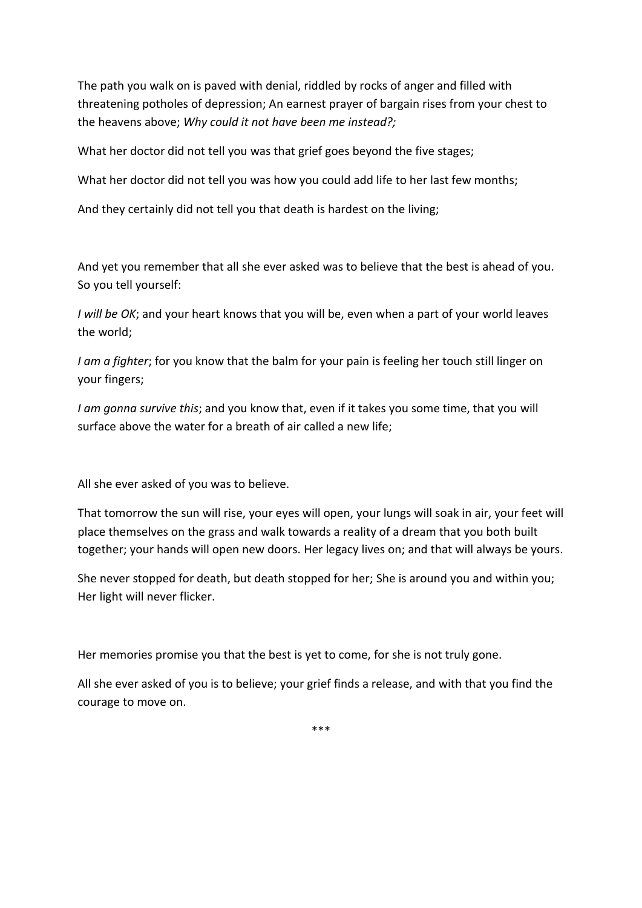The path you walk on is paved with denial, riddled by rocks of anger and filled with threatening potholes of depression; An earnest prayer of bargain rises from your chest to the heavens above; *Why could it not have been me instead?;*

What her doctor did not tell you was that grief goes beyond the five stages;

What her doctor did not tell you was how you could add life to her last few months;

And they certainly did not tell you that death is hardest on the living;

And yet you remember that all she ever asked was to believe that the best is ahead of you. So you tell yourself:

*I will be OK*; and your heart knows that you will be, even when a part of your world leaves the world;

*I am a fighter*; for you know that the balm for your pain is feeling her touch still linger on your fingers;

*I am gonna survive this*; and you know that, even if it takes you some time, that you will surface above the water for a breath of air called a new life;

All she ever asked of you was to believe.

That tomorrow the sun will rise, your eyes will open, your lungs will soak in air, your feet will place themselves on the grass and walk towards a reality of a dream that you both built together; your hands will open new doors. Her legacy lives on; and that will always be yours.

She never stopped for death, but death stopped for her; She is around you and within you; Her light will never flicker.

Her memories promise you that the best is yet to come, for she is not truly gone.

All she ever asked of you is to believe; your grief finds a release, and with that you find the courage to move on.

***